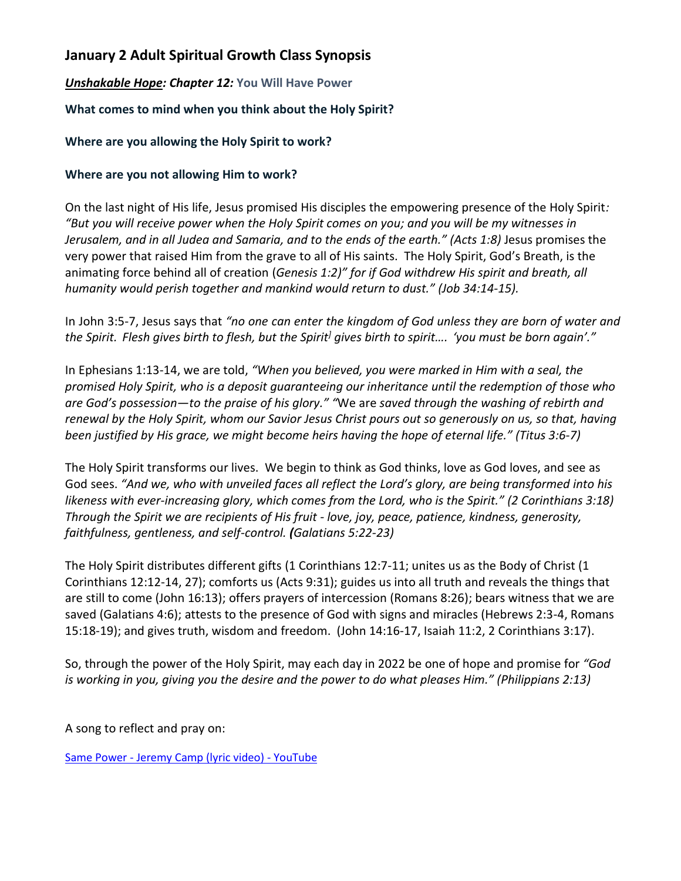## January 2 Adult Spiritual Growth Class Synopsis

***Unshakable Hope*: Chapter 12: You Will Have Power**

**What comes to mind when you think about the Holy Spirit?**

**Where are you allowing the Holy Spirit to work?**

**Where are you not allowing Him to work?**

On the last night of His life, Jesus promised His disciples the empowering presence of the Holy Spirit*: "But you will receive power when the Holy Spirit comes on you; and you will be my witnesses in Jerusalem, and in all Judea and Samaria, and to the ends of the earth." (Acts 1:8)* Jesus promises the very power that raised Him from the grave to all of His saints. The Holy Spirit, God's Breath, is the animating force behind all of creation (*Genesis 1:2)" for if God withdrew His spirit and breath, all humanity would perish together and mankind would return to dust." (Job 34:14-15).*

In John 3:5-7, Jesus says that *"no one can enter the kingdom of God unless they are born of water and the Spirit. Flesh gives birth to flesh, but the Spirit[] gives birth to spirit…. 'you must be born again'."*

In Ephesians 1:13-14, we are told, *"When you believed, you were marked in Him with a seal, the promised Holy Spirit, who is a deposit guaranteeing our inheritance until the redemption of those who are God's possession—to the praise of his glory." "*We are *saved through the washing of rebirth and renewal by the Holy Spirit, whom our Savior Jesus Christ pours out so generously on us, so that, having been justified by His grace, we might become heirs having the hope of eternal life." (Titus 3:6-7)*

The Holy Spirit transforms our lives. We begin to think as God thinks, love as God loves, and see as God sees. *"And we, who with unveiled faces all reflect the Lord's glory, are being transformed into his likeness with ever-increasing glory, which comes from the Lord, who is the Spirit." (2 Corinthians 3:18) Through the Spirit we are recipients of His fruit - love, joy, peace, patience, kindness, generosity, faithfulness, gentleness, and self-control.* ***(****Galatians 5:22-23)*

The Holy Spirit distributes different gifts (1 Corinthians 12:7-11; unites us as the Body of Christ (1 Corinthians 12:12-14, 27); comforts us (Acts 9:31); guides us into all truth and reveals the things that are still to come (John 16:13); offers prayers of intercession (Romans 8:26); bears witness that we are saved (Galatians 4:6); attests to the presence of God with signs and miracles (Hebrews 2:3-4, Romans 15:18-19); and gives truth, wisdom and freedom. (John 14:16-17, Isaiah 11:2, 2 Corinthians 3:17).

So, through the power of the Holy Spirit, may each day in 2022 be one of hope and promise for *"God is working in you, giving you the desire and the power to do what pleases Him." (Philippians 2:13)*

A song to reflect and pray on:

[Same Power - Jeremy Camp (lyric video) - YouTube]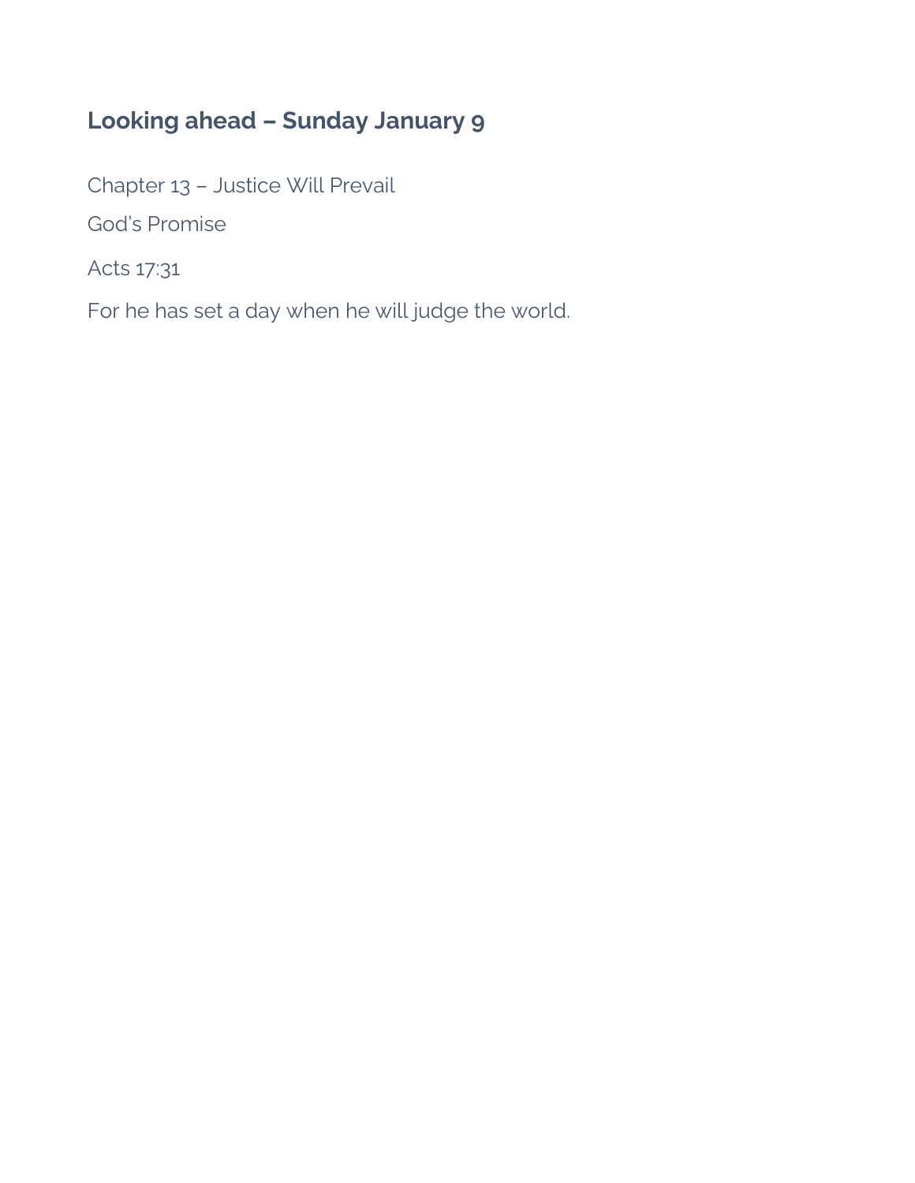## Looking ahead – Sunday January 9

Chapter 13 – Justice Will Prevail

God's Promise

Acts 17:31

For he has set a day when he will judge the world.